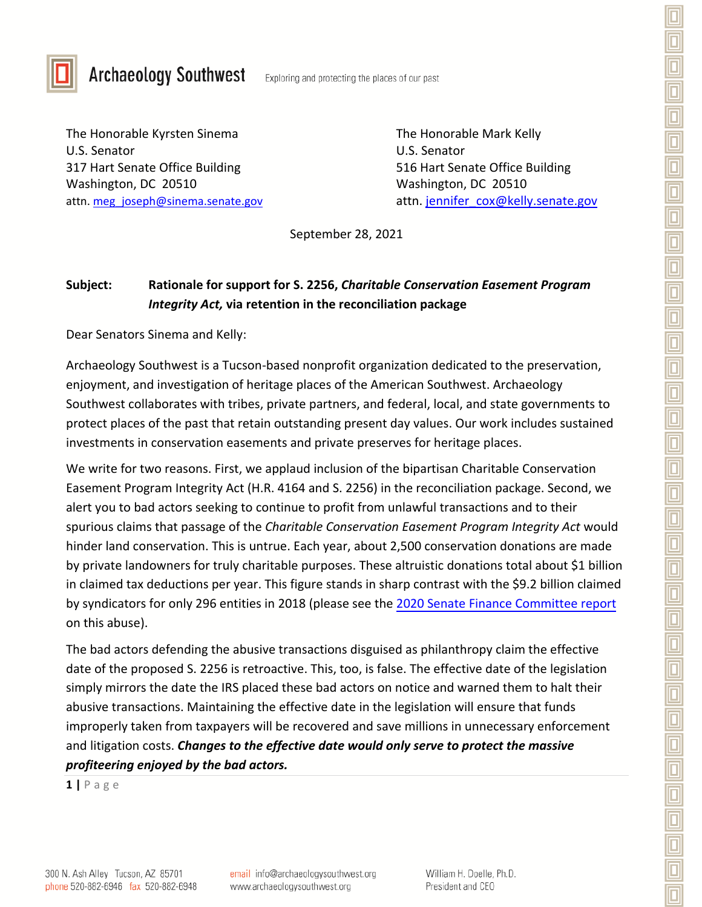Archaeology Southwest — Exploring and protecting the places of our past

The Honorable Kyrsten Sinema
U.S. Senator
317 Hart Senate Office Building
Washington, DC 20510
attn. meg_joseph@sinema.senate.gov

The Honorable Mark Kelly
U.S. Senator
516 Hart Senate Office Building
Washington, DC 20510
attn. jennifer_cox@kelly.senate.gov

September 28, 2021

**Subject: Rationale for support for S. 2256, *Charitable Conservation Easement Program Integrity Act,* via retention in the reconciliation package**

Dear Senators Sinema and Kelly:

Archaeology Southwest is a Tucson-based nonprofit organization dedicated to the preservation, enjoyment, and investigation of heritage places of the American Southwest. Archaeology Southwest collaborates with tribes, private partners, and federal, local, and state governments to protect places of the past that retain outstanding present day values. Our work includes sustained investments in conservation easements and private preserves for heritage places.

We write for two reasons. First, we applaud inclusion of the bipartisan Charitable Conservation Easement Program Integrity Act (H.R. 4164 and S. 2256) in the reconciliation package. Second, we alert you to bad actors seeking to continue to profit from unlawful transactions and to their spurious claims that passage of the *Charitable Conservation Easement Program Integrity Act* would hinder land conservation. This is untrue. Each year, about 2,500 conservation donations are made by private landowners for truly charitable purposes. These altruistic donations total about $1 billion in claimed tax deductions per year. This figure stands in sharp contrast with the $9.2 billion claimed by syndicators for only 296 entities in 2018 (please see the 2020 Senate Finance Committee report on this abuse).

The bad actors defending the abusive transactions disguised as philanthropy claim the effective date of the proposed S. 2256 is retroactive. This, too, is false. The effective date of the legislation simply mirrors the date the IRS placed these bad actors on notice and warned them to halt their abusive transactions. Maintaining the effective date in the legislation will ensure that funds improperly taken from taxpayers will be recovered and save millions in unnecessary enforcement and litigation costs. ***Changes to the effective date would only serve to protect the massive profiteering enjoyed by the bad actors.***

300 N. Ash Alley Tucson, AZ 85701
phone 520-882-6946 fax 520-882-6948
email info@archaeologysouthwest.org
www.archaeologysouthwest.org
William H. Doelle, Ph.D.
President and CEO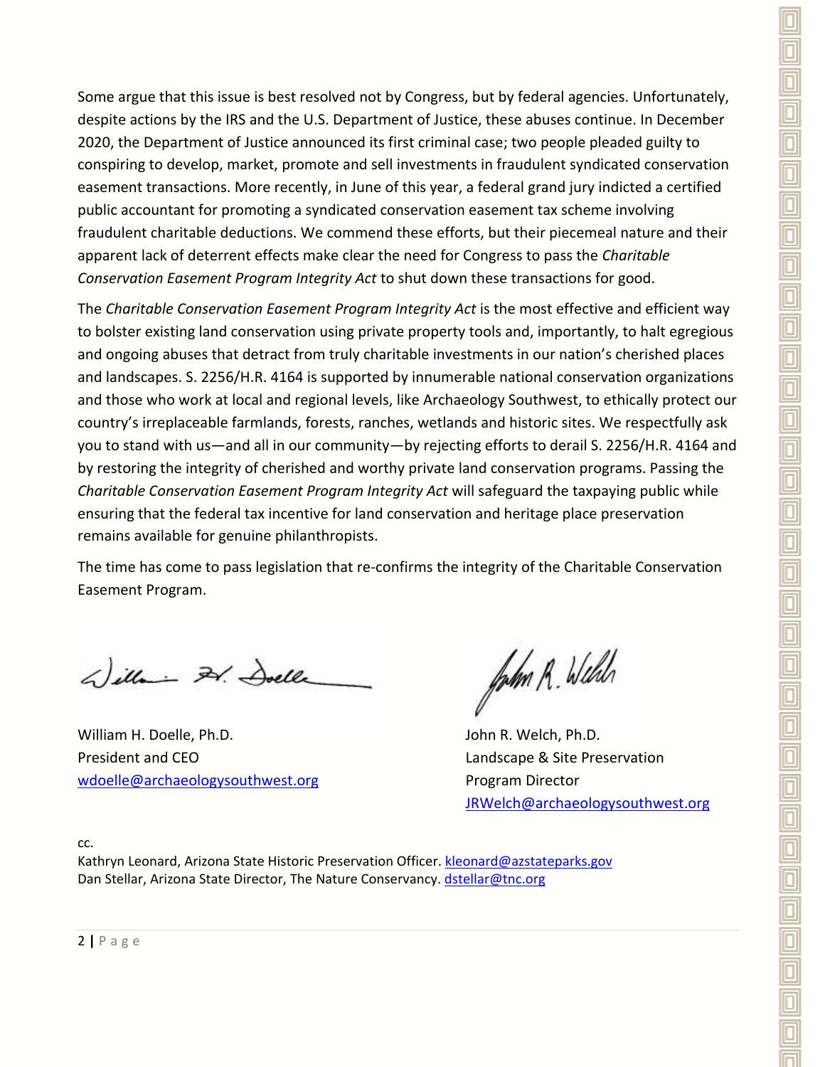Some argue that this issue is best resolved not by Congress, but by federal agencies. Unfortunately, despite actions by the IRS and the U.S. Department of Justice, these abuses continue. In December 2020, the Department of Justice announced its first criminal case; two people pleaded guilty to conspiring to develop, market, promote and sell investments in fraudulent syndicated conservation easement transactions. More recently, in June of this year, a federal grand jury indicted a certified public accountant for promoting a syndicated conservation easement tax scheme involving fraudulent charitable deductions. We commend these efforts, but their piecemeal nature and their apparent lack of deterrent effects make clear the need for Congress to pass the *Charitable Conservation Easement Program Integrity Act* to shut down these transactions for good.

The *Charitable Conservation Easement Program Integrity Act* is the most effective and efficient way to bolster existing land conservation using private property tools and, importantly, to halt egregious and ongoing abuses that detract from truly charitable investments in our nation's cherished places and landscapes. S. 2256/H.R. 4164 is supported by innumerable national conservation organizations and those who work at local and regional levels, like Archaeology Southwest, to ethically protect our country's irreplaceable farmlands, forests, ranches, wetlands and historic sites. We respectfully ask you to stand with us—and all in our community—by rejecting efforts to derail S. 2256/H.R. 4164 and by restoring the integrity of cherished and worthy private land conservation programs. Passing the *Charitable Conservation Easement Program Integrity Act* will safeguard the taxpaying public while ensuring that the federal tax incentive for land conservation and heritage place preservation remains available for genuine philanthropists.

The time has come to pass legislation that re-confirms the integrity of the Charitable Conservation Easement Program.

William H. Doelle, Ph.D.
President and CEO
wdoelle@archaeologysouthwest.org

John R. Welch, Ph.D.
Landscape & Site Preservation
Program Director
JRWelch@archaeologysouthwest.org

cc.
Kathryn Leonard, Arizona State Historic Preservation Officer. kleonard@azstateparks.gov
Dan Stellar, Arizona State Director, The Nature Conservancy. dstellar@tnc.org